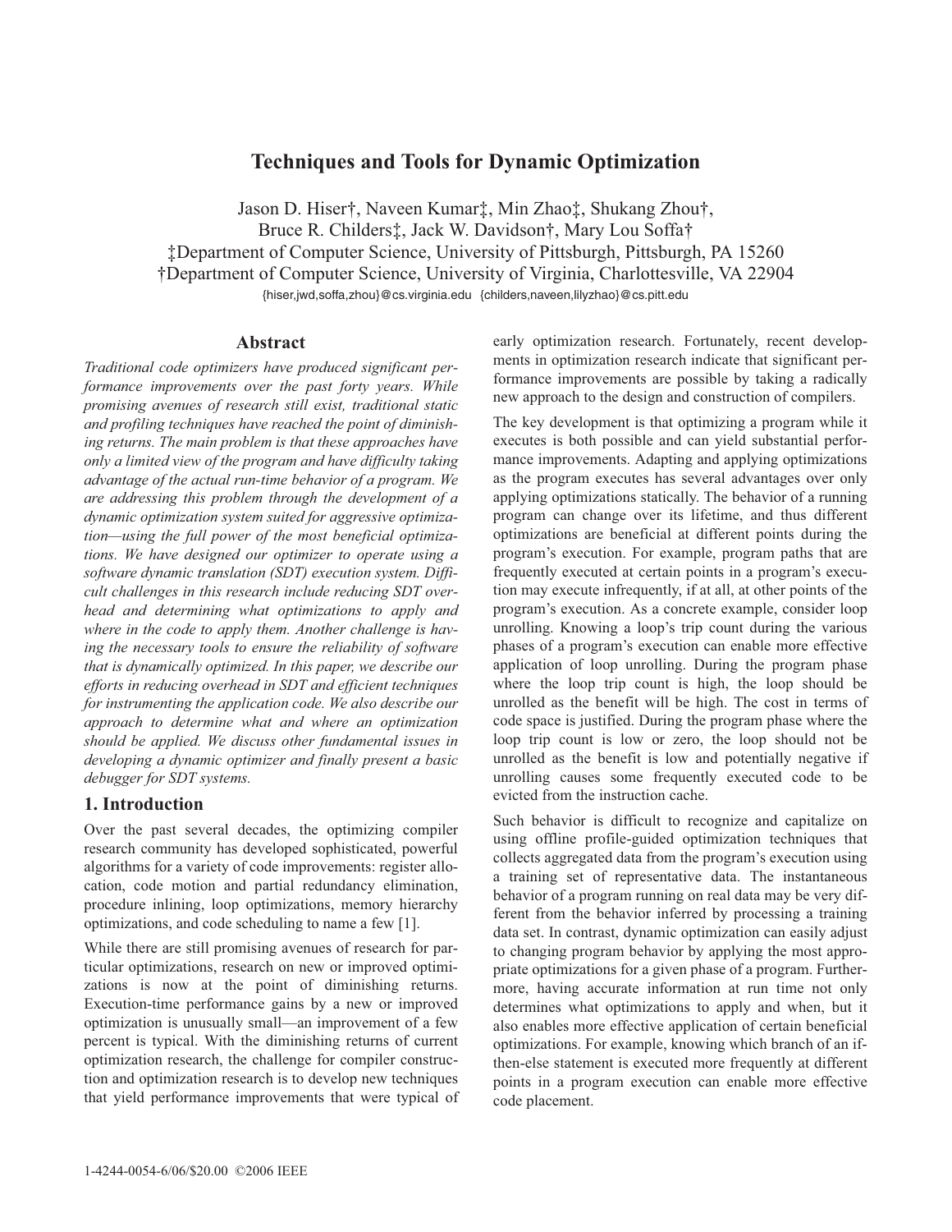# Techniques and Tools for Dynamic Optimization

Jason D. Hiser†, Naveen Kumar‡, Min Zhao‡, Shukang Zhou†, Bruce R. Childers‡, Jack W. Davidson†, Mary Lou Soffa†

‡Department of Computer Science, University of Pittsburgh, Pittsburgh, PA 15260

†Department of Computer Science, University of Virginia, Charlottesville, VA 22904

{hiser,jwd,soffa,zhou}@cs.virginia.edu {childers,naveen,lilyzhao}@cs.pitt.edu

## Abstract

*Traditional code optimizers have produced significant performance improvements over the past forty years. While promising avenues of research still exist, traditional static and profiling techniques have reached the point of diminishing returns. The main problem is that these approaches have only a limited view of the program and have difficulty taking advantage of the actual run-time behavior of a program. We are addressing this problem through the development of a dynamic optimization system suited for aggressive optimization—using the full power of the most beneficial optimizations. We have designed our optimizer to operate using a software dynamic translation (SDT) execution system. Difficult challenges in this research include reducing SDT overhead and determining what optimizations to apply and where in the code to apply them. Another challenge is having the necessary tools to ensure the reliability of software that is dynamically optimized. In this paper, we describe our efforts in reducing overhead in SDT and efficient techniques for instrumenting the application code. We also describe our approach to determine what and where an optimization should be applied. We discuss other fundamental issues in developing a dynamic optimizer and finally present a basic debugger for SDT systems.*

## 1. Introduction

Over the past several decades, the optimizing compiler research community has developed sophisticated, powerful algorithms for a variety of code improvements: register allocation, code motion and partial redundancy elimination, procedure inlining, loop optimizations, memory hierarchy optimizations, and code scheduling to name a few [1].

While there are still promising avenues of research for particular optimizations, research on new or improved optimizations is now at the point of diminishing returns. Execution-time performance gains by a new or improved optimization is unusually small—an improvement of a few percent is typical. With the diminishing returns of current optimization research, the challenge for compiler construction and optimization research is to develop new techniques that yield performance improvements that were typical of early optimization research. Fortunately, recent developments in optimization research indicate that significant performance improvements are possible by taking a radically new approach to the design and construction of compilers.

The key development is that optimizing a program while it executes is both possible and can yield substantial performance improvements. Adapting and applying optimizations as the program executes has several advantages over only applying optimizations statically. The behavior of a running program can change over its lifetime, and thus different optimizations are beneficial at different points during the program's execution. For example, program paths that are frequently executed at certain points in a program's execution may execute infrequently, if at all, at other points of the program's execution. As a concrete example, consider loop unrolling. Knowing a loop's trip count during the various phases of a program's execution can enable more effective application of loop unrolling. During the program phase where the loop trip count is high, the loop should be unrolled as the benefit will be high. The cost in terms of code space is justified. During the program phase where the loop trip count is low or zero, the loop should not be unrolled as the benefit is low and potentially negative if unrolling causes some frequently executed code to be evicted from the instruction cache.

Such behavior is difficult to recognize and capitalize on using offline profile-guided optimization techniques that collects aggregated data from the program's execution using a training set of representative data. The instantaneous behavior of a program running on real data may be very different from the behavior inferred by processing a training data set. In contrast, dynamic optimization can easily adjust to changing program behavior by applying the most appropriate optimizations for a given phase of a program. Furthermore, having accurate information at run time not only determines what optimizations to apply and when, but it also enables more effective application of certain beneficial optimizations. For example, knowing which branch of an if-then-else statement is executed more frequently at different points in a program execution can enable more effective code placement.

1-4244-0054-6/06/$20.00 ©2006 IEEE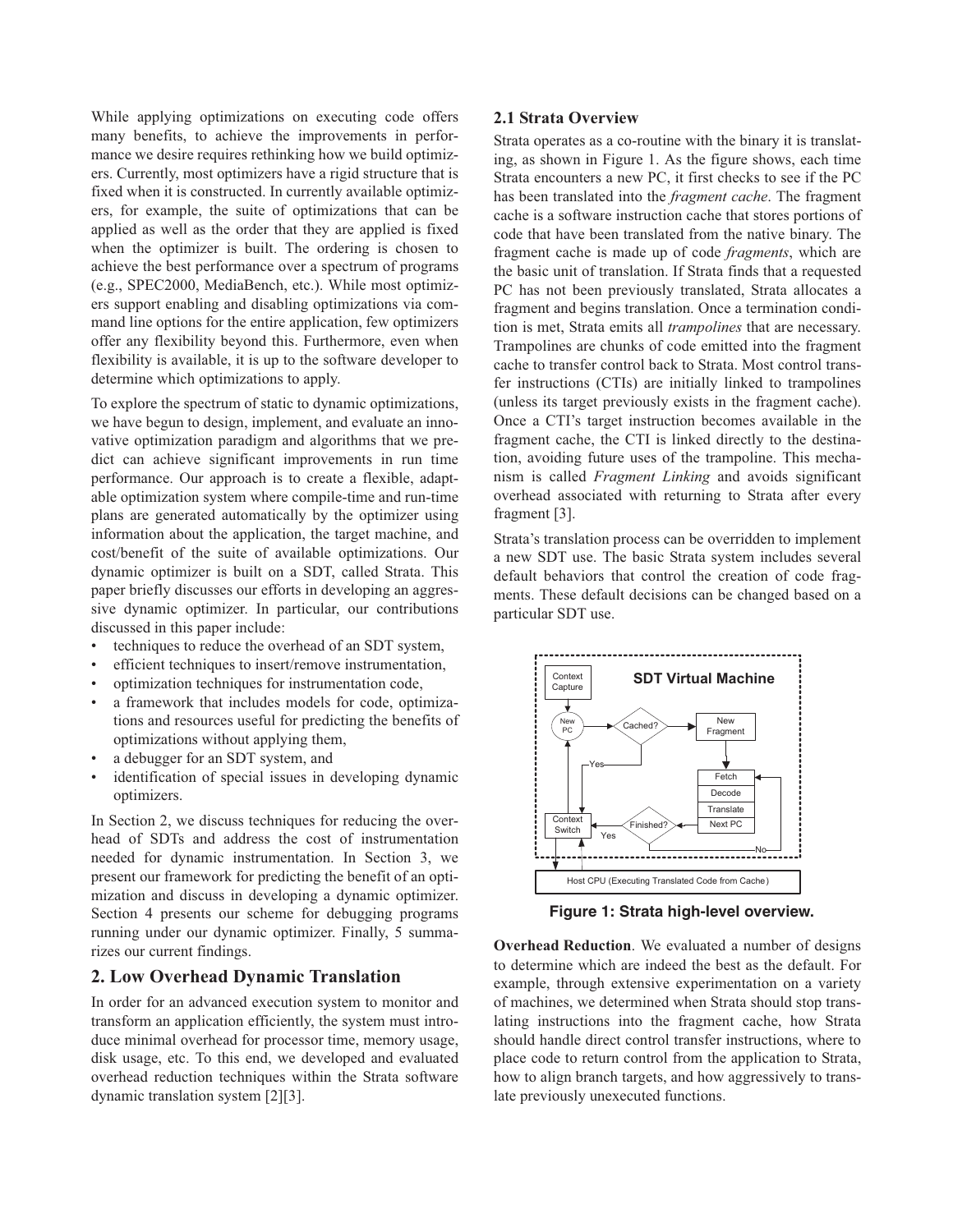While applying optimizations on executing code offers many benefits, to achieve the improvements in performance we desire requires rethinking how we build optimizers. Currently, most optimizers have a rigid structure that is fixed when it is constructed. In currently available optimizers, for example, the suite of optimizations that can be applied as well as the order that they are applied is fixed when the optimizer is built. The ordering is chosen to achieve the best performance over a spectrum of programs (e.g., SPEC2000, MediaBench, etc.). While most optimizers support enabling and disabling optimizations via command line options for the entire application, few optimizers offer any flexibility beyond this. Furthermore, even when flexibility is available, it is up to the software developer to determine which optimizations to apply.

To explore the spectrum of static to dynamic optimizations, we have begun to design, implement, and evaluate an innovative optimization paradigm and algorithms that we predict can achieve significant improvements in run time performance. Our approach is to create a flexible, adaptable optimization system where compile-time and run-time plans are generated automatically by the optimizer using information about the application, the target machine, and cost/benefit of the suite of available optimizations. Our dynamic optimizer is built on a SDT, called Strata. This paper briefly discusses our efforts in developing an aggressive dynamic optimizer. In particular, our contributions discussed in this paper include:

- techniques to reduce the overhead of an SDT system,
- efficient techniques to insert/remove instrumentation,
- optimization techniques for instrumentation code,
- a framework that includes models for code, optimizations and resources useful for predicting the benefits of optimizations without applying them,
- a debugger for an SDT system, and
- identification of special issues in developing dynamic optimizers.

In Section 2, we discuss techniques for reducing the overhead of SDTs and address the cost of instrumentation needed for dynamic instrumentation. In Section 3, we present our framework for predicting the benefit of an optimization and discuss in developing a dynamic optimizer. Section 4 presents our scheme for debugging programs running under our dynamic optimizer. Finally, 5 summarizes our current findings.

## 2. Low Overhead Dynamic Translation

In order for an advanced execution system to monitor and transform an application efficiently, the system must introduce minimal overhead for processor time, memory usage, disk usage, etc. To this end, we developed and evaluated overhead reduction techniques within the Strata software dynamic translation system [2][3].

### 2.1 Strata Overview

Strata operates as a co-routine with the binary it is translating, as shown in Figure 1. As the figure shows, each time Strata encounters a new PC, it first checks to see if the PC has been translated into the *fragment cache*. The fragment cache is a software instruction cache that stores portions of code that have been translated from the native binary. The fragment cache is made up of code *fragments*, which are the basic unit of translation. If Strata finds that a requested PC has not been previously translated, Strata allocates a fragment and begins translation. Once a termination condition is met, Strata emits all *trampolines* that are necessary. Trampolines are chunks of code emitted into the fragment cache to transfer control back to Strata. Most control transfer instructions (CTIs) are initially linked to trampolines (unless its target previously exists in the fragment cache). Once a CTI's target instruction becomes available in the fragment cache, the CTI is linked directly to the destination, avoiding future uses of the trampoline. This mechanism is called *Fragment Linking* and avoids significant overhead associated with returning to Strata after every fragment [3].

Strata's translation process can be overridden to implement a new SDT use. The basic Strata system includes several default behaviors that control the creation of code fragments. These default decisions can be changed based on a particular SDT use.

**Figure 1: Strata high-level overview.**

**Overhead Reduction**. We evaluated a number of designs to determine which are indeed the best as the default. For example, through extensive experimentation on a variety of machines, we determined when Strata should stop translating instructions into the fragment cache, how Strata should handle direct control transfer instructions, where to place code to return control from the application to Strata, how to align branch targets, and how aggressively to translate previously unexecuted functions.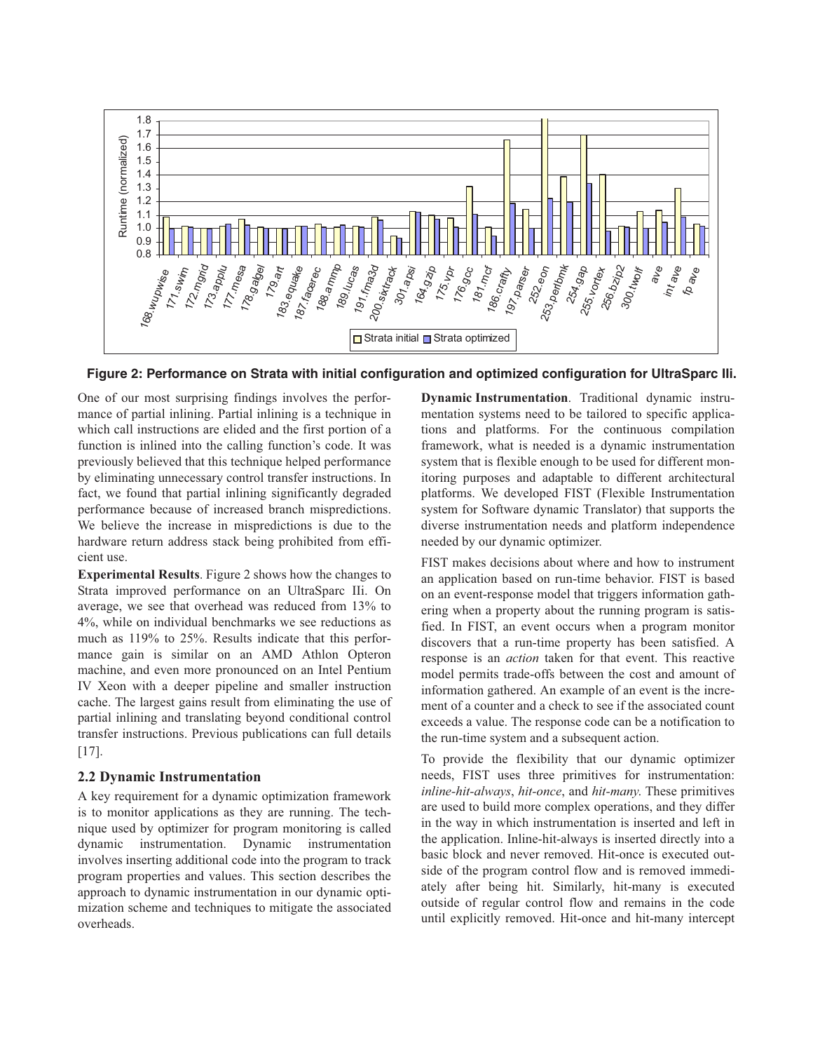**Figure 2: Performance on Strata with initial configuration and optimized configuration for UltraSparc IIi.**

One of our most surprising findings involves the performance of partial inlining. Partial inlining is a technique in which call instructions are elided and the first portion of a function is inlined into the calling function's code. It was previously believed that this technique helped performance by eliminating unnecessary control transfer instructions. In fact, we found that partial inlining significantly degraded performance because of increased branch mispredictions. We believe the increase in mispredictions is due to the hardware return address stack being prohibited from efficient use.

**Experimental Results**. Figure 2 shows how the changes to Strata improved performance on an UltraSparc IIi. On average, we see that overhead was reduced from 13% to 4%, while on individual benchmarks we see reductions as much as 119% to 25%. Results indicate that this performance gain is similar on an AMD Athlon Opteron machine, and even more pronounced on an Intel Pentium IV Xeon with a deeper pipeline and smaller instruction cache. The largest gains result from eliminating the use of partial inlining and translating beyond conditional control transfer instructions. Previous publications can full details [17].

## 2.2 Dynamic Instrumentation

A key requirement for a dynamic optimization framework is to monitor applications as they are running. The technique used by optimizer for program monitoring is called dynamic instrumentation. Dynamic instrumentation involves inserting additional code into the program to track program properties and values. This section describes the approach to dynamic instrumentation in our dynamic optimization scheme and techniques to mitigate the associated overheads.

**Dynamic Instrumentation**. Traditional dynamic instrumentation systems need to be tailored to specific applications and platforms. For the continuous compilation framework, what is needed is a dynamic instrumentation system that is flexible enough to be used for different monitoring purposes and adaptable to different architectural platforms. We developed FIST (Flexible Instrumentation system for Software dynamic Translator) that supports the diverse instrumentation needs and platform independence needed by our dynamic optimizer.

FIST makes decisions about where and how to instrument an application based on run-time behavior. FIST is based on an event-response model that triggers information gathering when a property about the running program is satisfied. In FIST, an event occurs when a program monitor discovers that a run-time property has been satisfied. A response is an *action* taken for that event. This reactive model permits trade-offs between the cost and amount of information gathered. An example of an event is the increment of a counter and a check to see if the associated count exceeds a value. The response code can be a notification to the run-time system and a subsequent action.

To provide the flexibility that our dynamic optimizer needs, FIST uses three primitives for instrumentation: *inline-hit-always*, *hit-once*, and *hit-many*. These primitives are used to build more complex operations, and they differ in the way in which instrumentation is inserted and left in the application. Inline-hit-always is inserted directly into a basic block and never removed. Hit-once is executed outside of the program control flow and is removed immediately after being hit. Similarly, hit-many is executed outside of regular control flow and remains in the code until explicitly removed. Hit-once and hit-many intercept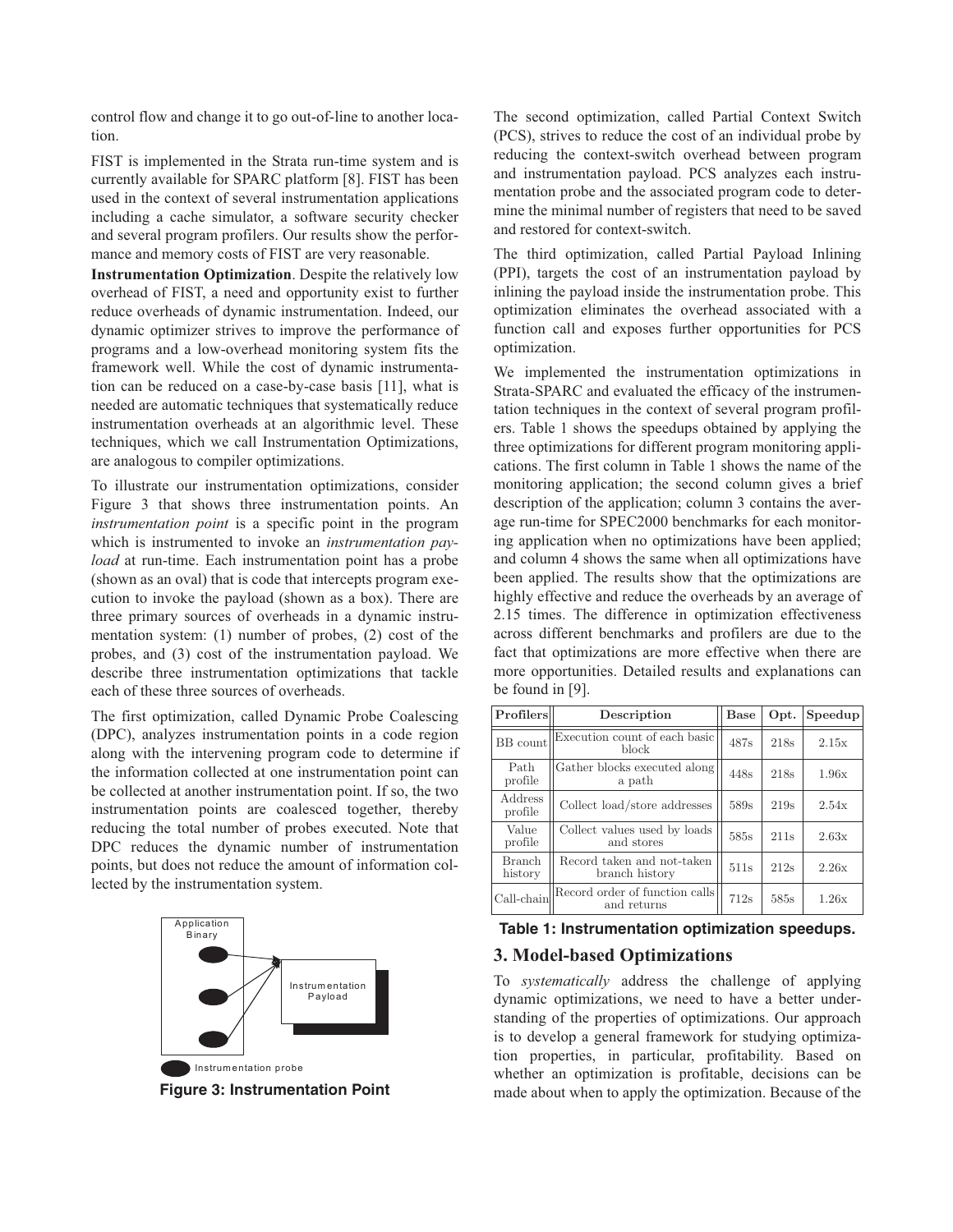control flow and change it to go out-of-line to another location.

FIST is implemented in the Strata run-time system and is currently available for SPARC platform [8]. FIST has been used in the context of several instrumentation applications including a cache simulator, a software security checker and several program profilers. Our results show the performance and memory costs of FIST are very reasonable.

**Instrumentation Optimization**. Despite the relatively low overhead of FIST, a need and opportunity exist to further reduce overheads of dynamic instrumentation. Indeed, our dynamic optimizer strives to improve the performance of programs and a low-overhead monitoring system fits the framework well. While the cost of dynamic instrumentation can be reduced on a case-by-case basis [11], what is needed are automatic techniques that systematically reduce instrumentation overheads at an algorithmic level. These techniques, which we call Instrumentation Optimizations, are analogous to compiler optimizations.

To illustrate our instrumentation optimizations, consider Figure 3 that shows three instrumentation points. An *instrumentation point* is a specific point in the program which is instrumented to invoke an *instrumentation payload* at run-time. Each instrumentation point has a probe (shown as an oval) that is code that intercepts program execution to invoke the payload (shown as a box). There are three primary sources of overheads in a dynamic instrumentation system: (1) number of probes, (2) cost of the probes, and (3) cost of the instrumentation payload. We describe three instrumentation optimizations that tackle each of these three sources of overheads.

The first optimization, called Dynamic Probe Coalescing (DPC), analyzes instrumentation points in a code region along with the intervening program code to determine if the information collected at one instrumentation point can be collected at another instrumentation point. If so, the two instrumentation points are coalesced together, thereby reducing the total number of probes executed. Note that DPC reduces the dynamic number of instrumentation points, but does not reduce the amount of information collected by the instrumentation system.

Application Binary

Instrumentation Payload

Instrumentation probe

**Figure 3: Instrumentation Point**

The second optimization, called Partial Context Switch (PCS), strives to reduce the cost of an individual probe by reducing the context-switch overhead between program and instrumentation payload. PCS analyzes each instrumentation probe and the associated program code to determine the minimal number of registers that need to be saved and restored for context-switch.

The third optimization, called Partial Payload Inlining (PPI), targets the cost of an instrumentation payload by inlining the payload inside the instrumentation probe. This optimization eliminates the overhead associated with a function call and exposes further opportunities for PCS optimization.

We implemented the instrumentation optimizations in Strata-SPARC and evaluated the efficacy of the instrumentation techniques in the context of several program profilers. Table 1 shows the speedups obtained by applying the three optimizations for different program monitoring applications. The first column in Table 1 shows the name of the monitoring application; the second column gives a brief description of the application; column 3 contains the average run-time for SPEC2000 benchmarks for each monitoring application when no optimizations have been applied; and column 4 shows the same when all optimizations have been applied. The results show that the optimizations are highly effective and reduce the overheads by an average of 2.15 times. The difference in optimization effectiveness across different benchmarks and profilers are due to the fact that optimizations are more effective when there are more opportunities. Detailed results and explanations can be found in [9].

| Profilers | Description | Base | Opt. | Speedup |
|---|---|---|---|---|
| BB count | Execution count of each basic block | 487s | 218s | 2.15x |
| Path profile | Gather blocks executed along a path | 448s | 218s | 1.96x |
| Address profile | Collect load/store addresses | 589s | 219s | 2.54x |
| Value profile | Collect values used by loads and stores | 585s | 211s | 2.63x |
| Branch history | Record taken and not-taken branch history | 511s | 212s | 2.26x |
| Call-chain | Record order of function calls and returns | 712s | 585s | 1.26x |

**Table 1: Instrumentation optimization speedups.**

## 3. Model-based Optimizations

To *systematically* address the challenge of applying dynamic optimizations, we need to have a better understanding of the properties of optimizations. Our approach is to develop a general framework for studying optimization properties, in particular, profitability. Based on whether an optimization is profitable, decisions can be made about when to apply the optimization. Because of the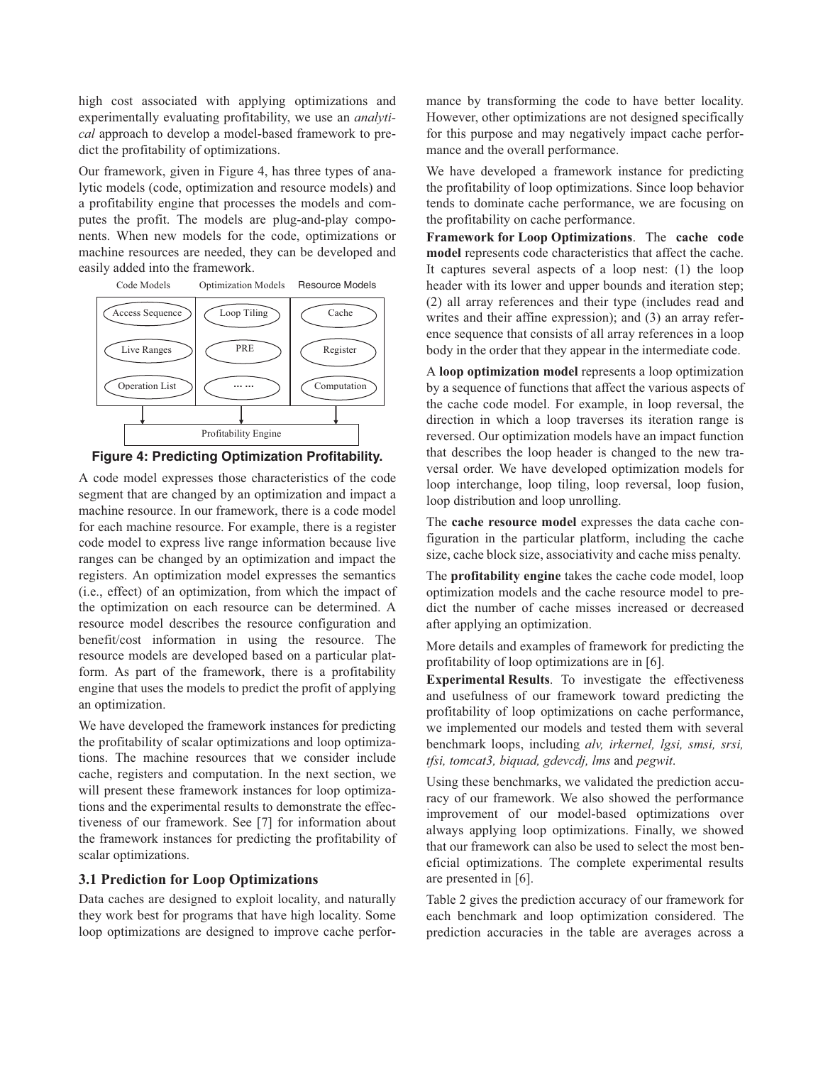high cost associated with applying optimizations and experimentally evaluating profitability, we use an *analytical* approach to develop a model-based framework to predict the profitability of optimizations.

Our framework, given in Figure 4, has three types of analytic models (code, optimization and resource models) and a profitability engine that processes the models and computes the profit. The models are plug-and-play components. When new models for the code, optimizations or machine resources are needed, they can be developed and easily added into the framework.

Code Models
Optimization Models
Resource Models
Access Sequence
Loop Tiling
Cache
Live Ranges
PRE
Register
Operation List
... ...
Computation
Profitability Engine

**Figure 4: Predicting Optimization Profitability.**

A code model expresses those characteristics of the code segment that are changed by an optimization and impact a machine resource. In our framework, there is a code model for each machine resource. For example, there is a register code model to express live range information because live ranges can be changed by an optimization and impact the registers. An optimization model expresses the semantics (i.e., effect) of an optimization, from which the impact of the optimization on each resource can be determined. A resource model describes the resource configuration and benefit/cost information in using the resource. The resource models are developed based on a particular platform. As part of the framework, there is a profitability engine that uses the models to predict the profit of applying an optimization.

We have developed the framework instances for predicting the profitability of scalar optimizations and loop optimizations. The machine resources that we consider include cache, registers and computation. In the next section, we will present these framework instances for loop optimizations and the experimental results to demonstrate the effectiveness of our framework. See [7] for information about the framework instances for predicting the profitability of scalar optimizations.

### 3.1 Prediction for Loop Optimizations

Data caches are designed to exploit locality, and naturally they work best for programs that have high locality. Some loop optimizations are designed to improve cache performance by transforming the code to have better locality. However, other optimizations are not designed specifically for this purpose and may negatively impact cache performance and the overall performance.

We have developed a framework instance for predicting the profitability of loop optimizations. Since loop behavior tends to dominate cache performance, we are focusing on the profitability on cache performance.

**Framework for Loop Optimizations**. The **cache code model** represents code characteristics that affect the cache. It captures several aspects of a loop nest: (1) the loop header with its lower and upper bounds and iteration step; (2) all array references and their type (includes read and writes and their affine expression); and (3) an array reference sequence that consists of all array references in a loop body in the order that they appear in the intermediate code.

A **loop optimization model** represents a loop optimization by a sequence of functions that affect the various aspects of the cache code model. For example, in loop reversal, the direction in which a loop traverses its iteration range is reversed. Our optimization models have an impact function that describes the loop header is changed to the new traversal order. We have developed optimization models for loop interchange, loop tiling, loop reversal, loop fusion, loop distribution and loop unrolling.

The **cache resource model** expresses the data cache configuration in the particular platform, including the cache size, cache block size, associativity and cache miss penalty.

The **profitability engine** takes the cache code model, loop optimization models and the cache resource model to predict the number of cache misses increased or decreased after applying an optimization.

More details and examples of framework for predicting the profitability of loop optimizations are in [6].

**Experimental Results**. To investigate the effectiveness and usefulness of our framework toward predicting the profitability of loop optimizations on cache performance, we implemented our models and tested them with several benchmark loops, including *alv, irkernel, lgsi, smsi, srsi, tfsi, tomcat3, biquad, gdevcdj, lms* and *pegwit*.

Using these benchmarks, we validated the prediction accuracy of our framework. We also showed the performance improvement of our model-based optimizations over always applying loop optimizations. Finally, we showed that our framework can also be used to select the most beneficial optimizations. The complete experimental results are presented in [6].

Table 2 gives the prediction accuracy of our framework for each benchmark and loop optimization considered. The prediction accuracies in the table are averages across a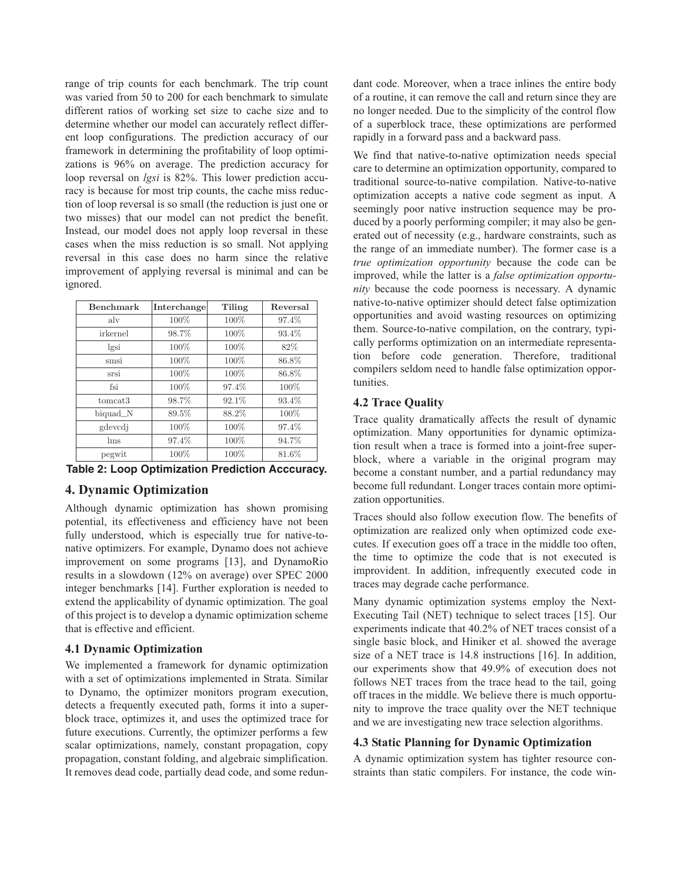range of trip counts for each benchmark. The trip count was varied from 50 to 200 for each benchmark to simulate different ratios of working set size to cache size and to determine whether our model can accurately reflect different loop configurations. The prediction accuracy of our framework in determining the profitability of loop optimizations is 96% on average. The prediction accuracy for loop reversal on *lgsi* is 82%. This lower prediction accuracy is because for most trip counts, the cache miss reduction of loop reversal is so small (the reduction is just one or two misses) that our model can not predict the benefit. Instead, our model does not apply loop reversal in these cases when the miss reduction is so small. Not applying reversal in this case does no harm since the relative improvement of applying reversal is minimal and can be ignored.

| Benchmark | Interchange | Tiling | Reversal |
|---|---|---|---|
| alv | 100% | 100% | 97.4% |
| irkernel | 98.7% | 100% | 93.4% |
| lgsi | 100% | 100% | 82% |
| smsi | 100% | 100% | 86.8% |
| srsi | 100% | 100% | 86.8% |
| fsi | 100% | 97.4% | 100% |
| tomcat3 | 98.7% | 92.1% | 93.4% |
| biquad_N | 89.5% | 88.2% | 100% |
| gdevcdj | 100% | 100% | 97.4% |
| lms | 97.4% | 100% | 94.7% |
| pegwit | 100% | 100% | 81.6% |

**Table 2: Loop Optimization Prediction Acccuracy.**

## 4. Dynamic Optimization

Although dynamic optimization has shown promising potential, its effectiveness and efficiency have not been fully understood, which is especially true for native-to-native optimizers. For example, Dynamo does not achieve improvement on some programs [13], and DynamoRio results in a slowdown (12% on average) over SPEC 2000 integer benchmarks [14]. Further exploration is needed to extend the applicability of dynamic optimization. The goal of this project is to develop a dynamic optimization scheme that is effective and efficient.

### 4.1 Dynamic Optimization

We implemented a framework for dynamic optimization with a set of optimizations implemented in Strata. Similar to Dynamo, the optimizer monitors program execution, detects a frequently executed path, forms it into a superblock trace, optimizes it, and uses the optimized trace for future executions. Currently, the optimizer performs a few scalar optimizations, namely, constant propagation, copy propagation, constant folding, and algebraic simplification. It removes dead code, partially dead code, and some redundant code. Moreover, when a trace inlines the entire body of a routine, it can remove the call and return since they are no longer needed. Due to the simplicity of the control flow of a superblock trace, these optimizations are performed rapidly in a forward pass and a backward pass.

We find that native-to-native optimization needs special care to determine an optimization opportunity, compared to traditional source-to-native compilation. Native-to-native optimization accepts a native code segment as input. A seemingly poor native instruction sequence may be produced by a poorly performing compiler; it may also be generated out of necessity (e.g., hardware constraints, such as the range of an immediate number). The former case is a *true optimization opportunity* because the code can be improved, while the latter is a *false optimization opportunity* because the code poorness is necessary. A dynamic native-to-native optimizer should detect false optimization opportunities and avoid wasting resources on optimizing them. Source-to-native compilation, on the contrary, typically performs optimization on an intermediate representation before code generation. Therefore, traditional compilers seldom need to handle false optimization opportunities.

### 4.2 Trace Quality

Trace quality dramatically affects the result of dynamic optimization. Many opportunities for dynamic optimization result when a trace is formed into a joint-free superblock, where a variable in the original program may become a constant number, and a partial redundancy may become full redundant. Longer traces contain more optimization opportunities.

Traces should also follow execution flow. The benefits of optimization are realized only when optimized code executes. If execution goes off a trace in the middle too often, the time to optimize the code that is not executed is improvident. In addition, infrequently executed code in traces may degrade cache performance.

Many dynamic optimization systems employ the Next-Executing Tail (NET) technique to select traces [15]. Our experiments indicate that 40.2% of NET traces consist of a single basic block, and Hiniker et al. showed the average size of a NET trace is 14.8 instructions [16]. In addition, our experiments show that 49.9% of execution does not follows NET traces from the trace head to the tail, going off traces in the middle. We believe there is much opportunity to improve the trace quality over the NET technique and we are investigating new trace selection algorithms.

### 4.3 Static Planning for Dynamic Optimization

A dynamic optimization system has tighter resource constraints than static compilers. For instance, the code win-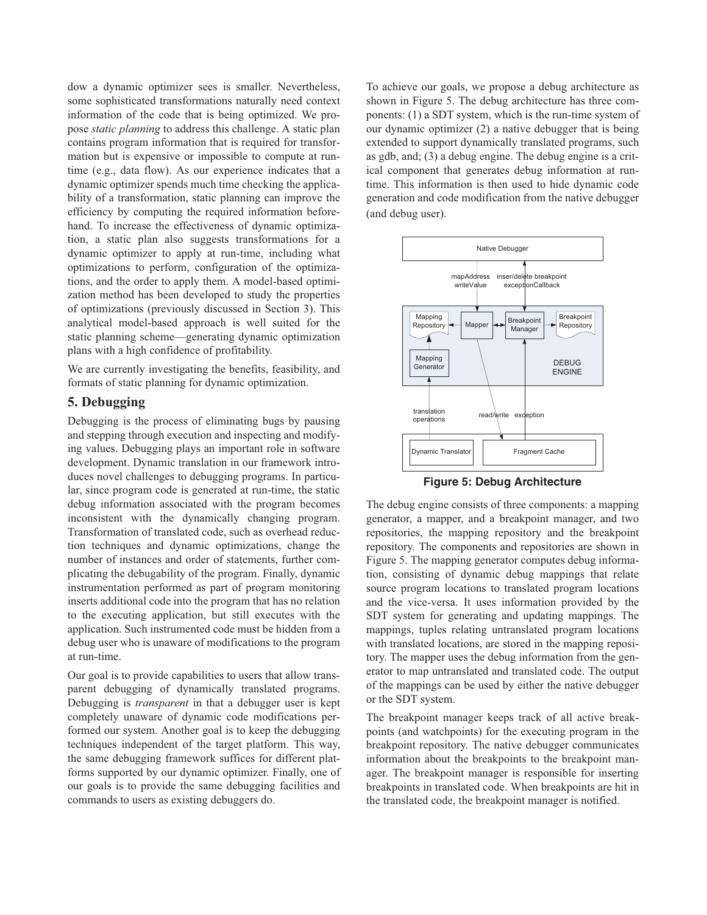dow a dynamic optimizer sees is smaller. Nevertheless, some sophisticated transformations naturally need context information of the code that is being optimized. We propose *static planning* to address this challenge. A static plan contains program information that is required for transformation but is expensive or impossible to compute at runtime (e.g., data flow). As our experience indicates that a dynamic optimizer spends much time checking the applicability of a transformation, static planning can improve the efficiency by computing the required information beforehand. To increase the effectiveness of dynamic optimization, a static plan also suggests transformations for a dynamic optimizer to apply at run-time, including what optimizations to perform, configuration of the optimizations, and the order to apply them. A model-based optimization method has been developed to study the properties of optimizations (previously discussed in Section 3). This analytical model-based approach is well suited for the static planning scheme—generating dynamic optimization plans with a high confidence of profitability.

We are currently investigating the benefits, feasibility, and formats of static planning for dynamic optimization.

## 5. Debugging

Debugging is the process of eliminating bugs by pausing and stepping through execution and inspecting and modifying values. Debugging plays an important role in software development. Dynamic translation in our framework introduces novel challenges to debugging programs. In particular, since program code is generated at run-time, the static debug information associated with the program becomes inconsistent with the dynamically changing program. Transformation of translated code, such as overhead reduction techniques and dynamic optimizations, change the number of instances and order of statements, further complicating the debugability of the program. Finally, dynamic instrumentation performed as part of program monitoring inserts additional code into the program that has no relation to the executing application, but still executes with the application. Such instrumented code must be hidden from a debug user who is unaware of modifications to the program at run-time.

Our goal is to provide capabilities to users that allow transparent debugging of dynamically translated programs. Debugging is *transparent* in that a debugger user is kept completely unaware of dynamic code modifications performed our system. Another goal is to keep the debugging techniques independent of the target platform. This way, the same debugging framework suffices for different platforms supported by our dynamic optimizer. Finally, one of our goals is to provide the same debugging facilities and commands to users as existing debuggers do.

To achieve our goals, we propose a debug architecture as shown in Figure 5. The debug architecture has three components: (1) a SDT system, which is the run-time system of our dynamic optimizer (2) a native debugger that is being extended to support dynamically translated programs, such as gdb, and; (3) a debug engine. The debug engine is a critical component that generates debug information at runtime. This information is then used to hide dynamic code generation and code modification from the native debugger (and debug user).

Native Debugger
mapAddress
writeValue
inser/delete breakpoint
exceptionCallback
Mapping Repository
Mapper
Breakpoint Manager
Breakpoint Repository
Mapping Generator
DEBUG ENGINE
translation operations
read/write
exception
Dynamic Translator
Fragment Cache

**Figure 5: Debug Architecture**

The debug engine consists of three components: a mapping generator, a mapper, and a breakpoint manager, and two repositories, the mapping repository and the breakpoint repository. The components and repositories are shown in Figure 5. The mapping generator computes debug information, consisting of dynamic debug mappings that relate source program locations to translated program locations and the vice-versa. It uses information provided by the SDT system for generating and updating mappings. The mappings, tuples relating untranslated program locations with translated locations, are stored in the mapping repository. The mapper uses the debug information from the generator to map untranslated and translated code. The output of the mappings can be used by either the native debugger or the SDT system.

The breakpoint manager keeps track of all active breakpoints (and watchpoints) for the executing program in the breakpoint repository. The native debugger communicates information about the breakpoints to the breakpoint manager. The breakpoint manager is responsible for inserting breakpoints in translated code. When breakpoints are hit in the translated code, the breakpoint manager is notified.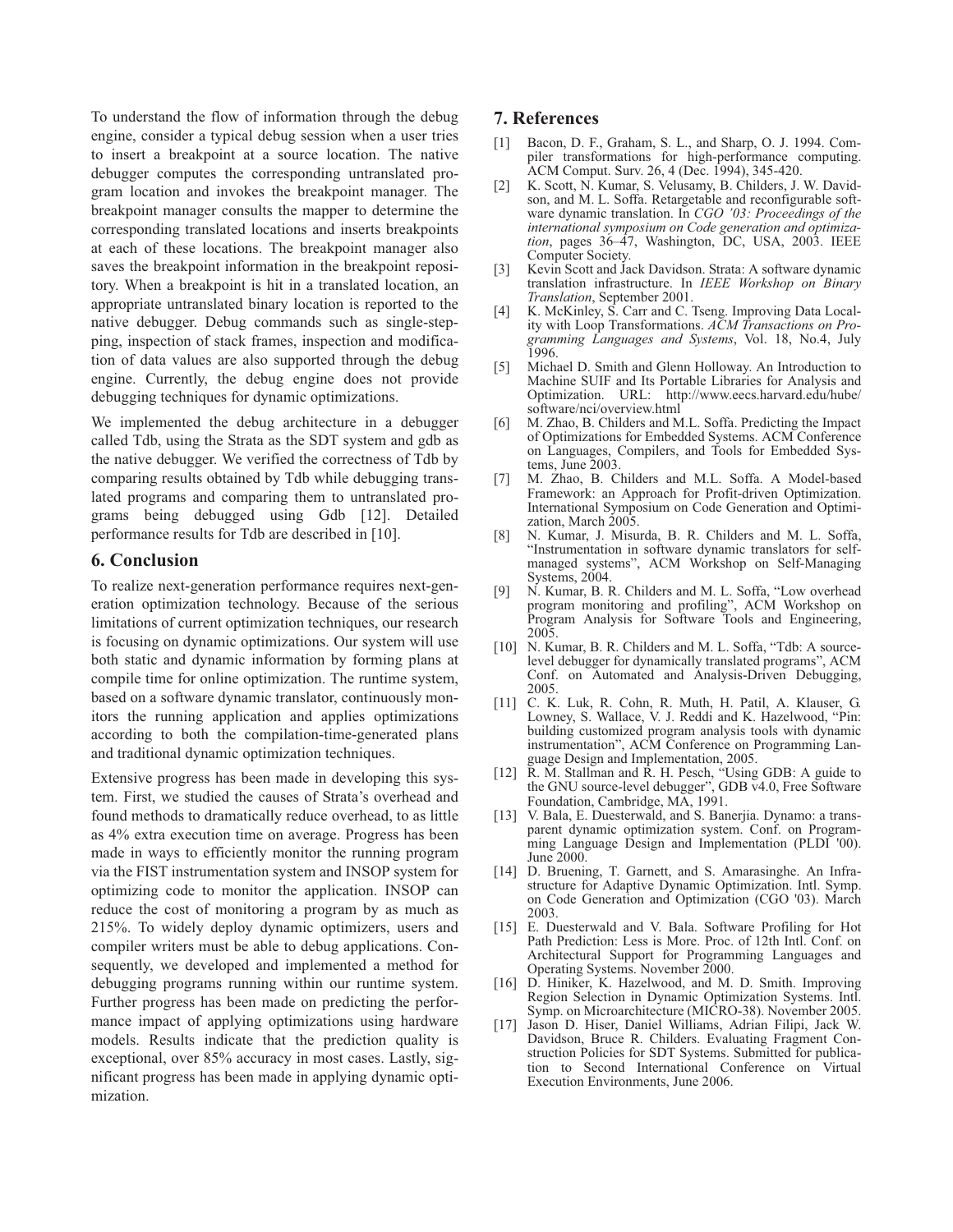To understand the flow of information through the debug engine, consider a typical debug session when a user tries to insert a breakpoint at a source location. The native debugger computes the corresponding untranslated program location and invokes the breakpoint manager. The breakpoint manager consults the mapper to determine the corresponding translated locations and inserts breakpoints at each of these locations. The breakpoint manager also saves the breakpoint information in the breakpoint repository. When a breakpoint is hit in a translated location, an appropriate untranslated binary location is reported to the native debugger. Debug commands such as single-stepping, inspection of stack frames, inspection and modification of data values are also supported through the debug engine. Currently, the debug engine does not provide debugging techniques for dynamic optimizations.

We implemented the debug architecture in a debugger called Tdb, using the Strata as the SDT system and gdb as the native debugger. We verified the correctness of Tdb by comparing results obtained by Tdb while debugging translated programs and comparing them to untranslated programs being debugged using Gdb [12]. Detailed performance results for Tdb are described in [10].

## 6. Conclusion

To realize next-generation performance requires next-generation optimization technology. Because of the serious limitations of current optimization techniques, our research is focusing on dynamic optimizations. Our system will use both static and dynamic information by forming plans at compile time for online optimization. The runtime system, based on a software dynamic translator, continuously monitors the running application and applies optimizations according to both the compilation-time-generated plans and traditional dynamic optimization techniques.

Extensive progress has been made in developing this system. First, we studied the causes of Strata's overhead and found methods to dramatically reduce overhead, to as little as 4% extra execution time on average. Progress has been made in ways to efficiently monitor the running program via the FIST instrumentation system and INSOP system for optimizing code to monitor the application. INSOP can reduce the cost of monitoring a program by as much as 215%. To widely deploy dynamic optimizers, users and compiler writers must be able to debug applications. Consequently, we developed and implemented a method for debugging programs running within our runtime system. Further progress has been made on predicting the performance impact of applying optimizations using hardware models. Results indicate that the prediction quality is exceptional, over 85% accuracy in most cases. Lastly, significant progress has been made in applying dynamic optimization.

## 7. References

[1] Bacon, D. F., Graham, S. L., and Sharp, O. J. 1994. Compiler transformations for high-performance computing. ACM Comput. Surv. 26, 4 (Dec. 1994), 345-420.

[2] K. Scott, N. Kumar, S. Velusamy, B. Childers, J. W. Davidson, and M. L. Soffa. Retargetable and reconfigurable software dynamic translation. In *CGO '03: Proceedings of the international symposium on Code generation and optimization*, pages 36–47, Washington, DC, USA, 2003. IEEE Computer Society.

[3] Kevin Scott and Jack Davidson. Strata: A software dynamic translation infrastructure. In *IEEE Workshop on Binary Translation*, September 2001.

[4] K. McKinley, S. Carr and C. Tseng. Improving Data Locality with Loop Transformations. *ACM Transactions on Programming Languages and Systems*, Vol. 18, No.4, July 1996.

[5] Michael D. Smith and Glenn Holloway. An Introduction to Machine SUIF and Its Portable Libraries for Analysis and Optimization. URL: http://www.eecs.harvard.edu/hube/software/nci/overview.html

[6] M. Zhao, B. Childers and M.L. Soffa. Predicting the Impact of Optimizations for Embedded Systems. ACM Conference on Languages, Compilers, and Tools for Embedded Systems, June 2003.

[7] M. Zhao, B. Childers and M.L. Soffa. A Model-based Framework: an Approach for Profit-driven Optimization. International Symposium on Code Generation and Optimization, March 2005.

[8] N. Kumar, J. Misurda, B. R. Childers and M. L. Soffa, "Instrumentation in software dynamic translators for self-managed systems", ACM Workshop on Self-Managing Systems, 2004.

[9] N. Kumar, B. R. Childers and M. L. Soffa, "Low overhead program monitoring and profiling", ACM Workshop on Program Analysis for Software Tools and Engineering, 2005.

[10] N. Kumar, B. R. Childers and M. L. Soffa, "Tdb: A source-level debugger for dynamically translated programs", ACM Conf. on Automated and Analysis-Driven Debugging, 2005.

[11] C. K. Luk, R. Cohn, R. Muth, H. Patil, A. Klauser, G. Lowney, S. Wallace, V. J. Reddi and K. Hazelwood, "Pin: building customized program analysis tools with dynamic instrumentation", ACM Conference on Programming Language Design and Implementation, 2005.

[12] R. M. Stallman and R. H. Pesch, "Using GDB: A guide to the GNU source-level debugger", GDB v4.0, Free Software Foundation, Cambridge, MA, 1991.

[13] V. Bala, E. Duesterwald, and S. Banerjia. Dynamo: a transparent dynamic optimization system. Conf. on Programming Language Design and Implementation (PLDI '00). June 2000.

[14] D. Bruening, T. Garnett, and S. Amarasinghe. An Infrastructure for Adaptive Dynamic Optimization. Intl. Symp. on Code Generation and Optimization (CGO '03). March 2003.

[15] E. Duesterwald and V. Bala. Software Profiling for Hot Path Prediction: Less is More. Proc. of 12th Intl. Conf. on Architectural Support for Programming Languages and Operating Systems. November 2000.

[16] D. Hiniker, K. Hazelwood, and M. D. Smith. Improving Region Selection in Dynamic Optimization Systems. Intl. Symp. on Microarchitecture (MICRO-38). November 2005.

[17] Jason D. Hiser, Daniel Williams, Adrian Filipi, Jack W. Davidson, Bruce R. Childers. Evaluating Fragment Construction Policies for SDT Systems. Submitted for publication to Second International Conference on Virtual Execution Environments, June 2006.